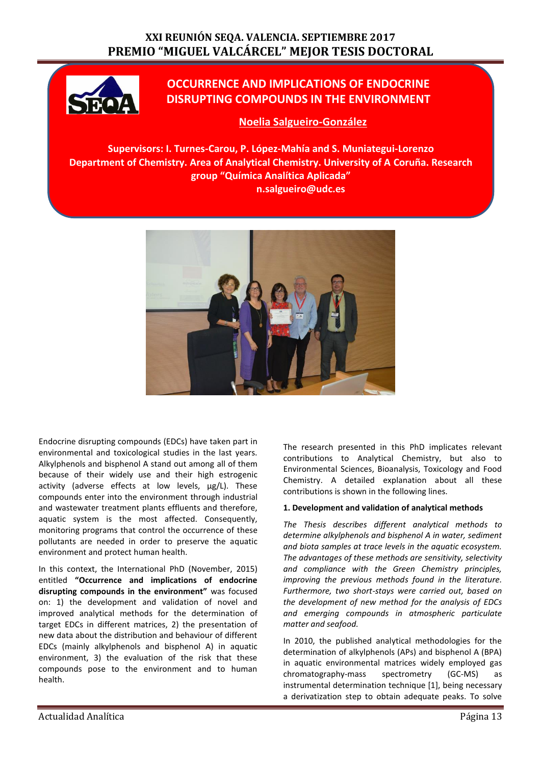XXI REUNIÓN SEQA. VALENCIA. SEPTIEMBRE 2017
PREMIO "MIGUEL VALCÁRCEL" MEJOR TESIS DOCTORAL

# OCCURRENCE AND IMPLICATIONS OF ENDOCRINE DISRUPTING COMPOUNDS IN THE ENVIRONMENT

**Noelia Salgueiro-González**

**Supervisors: I. Turnes-Carou, P. López-Mahía and S. Muniategui-Lorenzo**
**Department of Chemistry. Area of Analytical Chemistry. University of A Coruña. Research group "Química Analítica Aplicada"**
**n.salgueiro@udc.es**

Endocrine disrupting compounds (EDCs) have taken part in environmental and toxicological studies in the last years. Alkylphenols and bisphenol A stand out among all of them because of their widely use and their high estrogenic activity (adverse effects at low levels, µg/L). These compounds enter into the environment through industrial and wastewater treatment plants effluents and therefore, aquatic system is the most affected. Consequently, monitoring programs that control the occurrence of these pollutants are needed in order to preserve the aquatic environment and protect human health.

In this context, the International PhD (November, 2015) entitled **"Occurrence and implications of endocrine disrupting compounds in the environment"** was focused on: 1) the development and validation of novel and improved analytical methods for the determination of target EDCs in different matrices, 2) the presentation of new data about the distribution and behaviour of different EDCs (mainly alkylphenols and bisphenol A) in aquatic environment, 3) the evaluation of the risk that these compounds pose to the environment and to human health.

The research presented in this PhD implicates relevant contributions to Analytical Chemistry, but also to Environmental Sciences, Bioanalysis, Toxicology and Food Chemistry. A detailed explanation about all these contributions is shown in the following lines.

**1. Development and validation of analytical methods**

*The Thesis describes different analytical methods to determine alkylphenols and bisphenol A in water, sediment and biota samples at trace levels in the aquatic ecosystem. The advantages of these methods are sensitivity, selectivity and compliance with the Green Chemistry principles, improving the previous methods found in the literature. Furthermore, two short-stays were carried out, based on the development of new method for the analysis of EDCs and emerging compounds in atmospheric particulate matter and seafood.*

In 2010, the published analytical methodologies for the determination of alkylphenols (APs) and bisphenol A (BPA) in aquatic environmental matrices widely employed gas chromatography-mass spectrometry (GC-MS) as instrumental determination technique [1], being necessary a derivatization step to obtain adequate peaks. To solve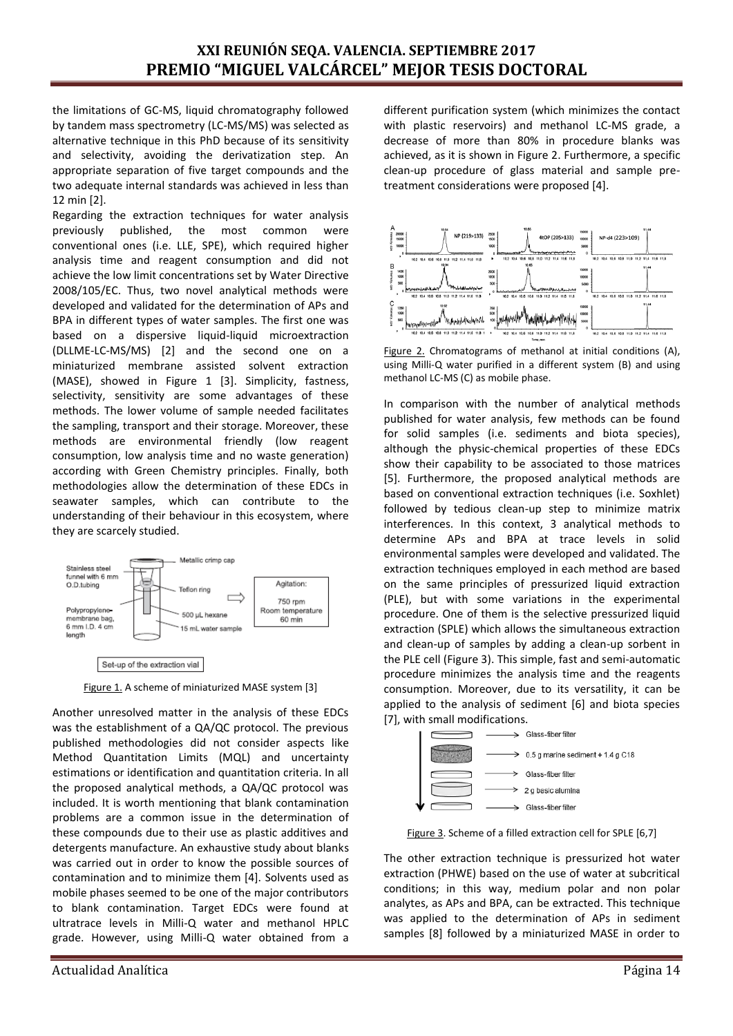the limitations of GC-MS, liquid chromatography followed by tandem mass spectrometry (LC-MS/MS) was selected as alternative technique in this PhD because of its sensitivity and selectivity, avoiding the derivatization step. An appropriate separation of five target compounds and the two adequate internal standards was achieved in less than 12 min [2].

Regarding the extraction techniques for water analysis previously published, the most common were conventional ones (i.e. LLE, SPE), which required higher analysis time and reagent consumption and did not achieve the low limit concentrations set by Water Directive 2008/105/EC. Thus, two novel analytical methods were developed and validated for the determination of APs and BPA in different types of water samples. The first one was based on a dispersive liquid-liquid microextraction (DLLME-LC-MS/MS) [2] and the second one on a miniaturized membrane assisted solvent extraction (MASE), showed in Figure 1 [3]. Simplicity, fastness, selectivity, sensitivity are some advantages of these methods. The lower volume of sample needed facilitates the sampling, transport and their storage. Moreover, these methods are environmental friendly (low reagent consumption, low analysis time and no waste generation) according with Green Chemistry principles. Finally, both methodologies allow the determination of these EDCs in seawater samples, which can contribute to the understanding of their behaviour in this ecosystem, where they are scarcely studied.

Figure 1. A scheme of miniaturized MASE system [3]

Another unresolved matter in the analysis of these EDCs was the establishment of a QA/QC protocol. The previous published methodologies did not consider aspects like Method Quantitation Limits (MQL) and uncertainty estimations or identification and quantitation criteria. In all the proposed analytical methods, a QA/QC protocol was included. It is worth mentioning that blank contamination problems are a common issue in the determination of these compounds due to their use as plastic additives and detergents manufacture. An exhaustive study about blanks was carried out in order to know the possible sources of contamination and to minimize them [4]. Solvents used as mobile phases seemed to be one of the major contributors to blank contamination. Target EDCs were found at ultratrace levels in Milli-Q water and methanol HPLC grade. However, using Milli-Q water obtained from a different purification system (which minimizes the contact with plastic reservoirs) and methanol LC-MS grade, a decrease of more than 80% in procedure blanks was achieved, as it is shown in Figure 2. Furthermore, a specific clean-up procedure of glass material and sample pre-treatment considerations were proposed [4].

Figure 2. Chromatograms of methanol at initial conditions (A), using Milli-Q water purified in a different system (B) and using methanol LC-MS (C) as mobile phase.

In comparison with the number of analytical methods published for water analysis, few methods can be found for solid samples (i.e. sediments and biota species), although the physic-chemical properties of these EDCs show their capability to be associated to those matrices [5]. Furthermore, the proposed analytical methods are based on conventional extraction techniques (i.e. Soxhlet) followed by tedious clean-up step to minimize matrix interferences. In this context, 3 analytical methods to determine APs and BPA at trace levels in solid environmental samples were developed and validated. The extraction techniques employed in each method are based on the same principles of pressurized liquid extraction (PLE), but with some variations in the experimental procedure. One of them is the selective pressurized liquid extraction (SPLE) which allows the simultaneous extraction and clean-up of samples by adding a clean-up sorbent in the PLE cell (Figure 3). This simple, fast and semi-automatic procedure minimizes the analysis time and the reagents consumption. Moreover, due to its versatility, it can be applied to the analysis of sediment [6] and biota species [7], with small modifications.

Figure 3. Scheme of a filled extraction cell for SPLE [6,7]

The other extraction technique is pressurized hot water extraction (PHWE) based on the use of water at subcritical conditions; in this way, medium polar and non polar analytes, as APs and BPA, can be extracted. This technique was applied to the determination of APs in sediment samples [8] followed by a miniaturized MASE in order to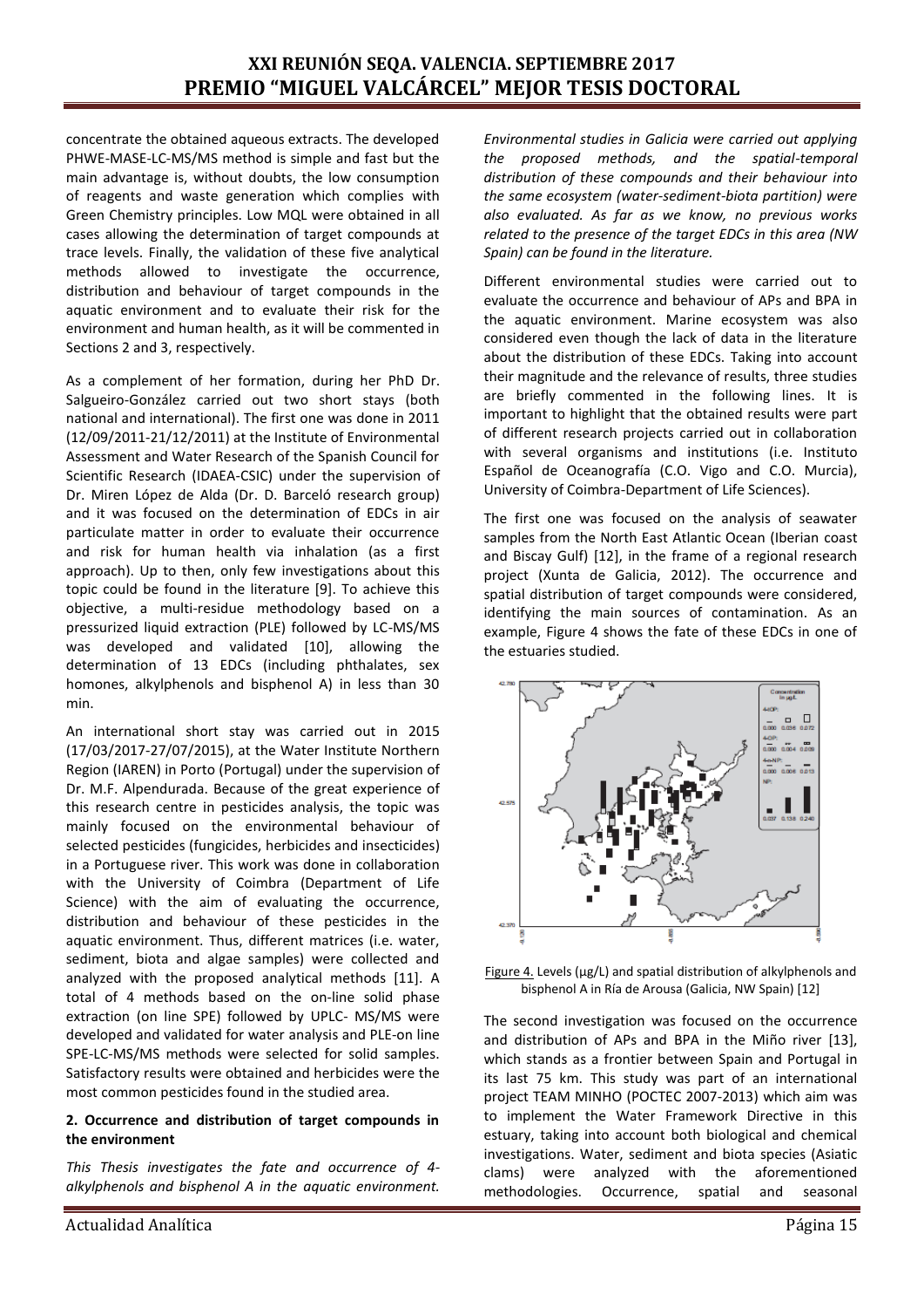concentrate the obtained aqueous extracts. The developed PHWE-MASE-LC-MS/MS method is simple and fast but the main advantage is, without doubts, the low consumption of reagents and waste generation which complies with Green Chemistry principles. Low MQL were obtained in all cases allowing the determination of target compounds at trace levels. Finally, the validation of these five analytical methods allowed to investigate the occurrence, distribution and behaviour of target compounds in the aquatic environment and to evaluate their risk for the environment and human health, as it will be commented in Sections 2 and 3, respectively.

As a complement of her formation, during her PhD Dr. Salgueiro-González carried out two short stays (both national and international). The first one was done in 2011 (12/09/2011-21/12/2011) at the Institute of Environmental Assessment and Water Research of the Spanish Council for Scientific Research (IDAEA-CSIC) under the supervision of Dr. Miren López de Alda (Dr. D. Barceló research group) and it was focused on the determination of EDCs in air particulate matter in order to evaluate their occurrence and risk for human health via inhalation (as a first approach). Up to then, only few investigations about this topic could be found in the literature [9]. To achieve this objective, a multi-residue methodology based on a pressurized liquid extraction (PLE) followed by LC-MS/MS was developed and validated [10], allowing the determination of 13 EDCs (including phthalates, sex homones, alkylphenols and bisphenol A) in less than 30 min.

An international short stay was carried out in 2015 (17/03/2017-27/07/2015), at the Water Institute Northern Region (IAREN) in Porto (Portugal) under the supervision of Dr. M.F. Alpendurada. Because of the great experience of this research centre in pesticides analysis, the topic was mainly focused on the environmental behaviour of selected pesticides (fungicides, herbicides and insecticides) in a Portuguese river. This work was done in collaboration with the University of Coimbra (Department of Life Science) with the aim of evaluating the occurrence, distribution and behaviour of these pesticides in the aquatic environment. Thus, different matrices (i.e. water, sediment, biota and algae samples) were collected and analyzed with the proposed analytical methods [11]. A total of 4 methods based on the on-line solid phase extraction (on line SPE) followed by UPLC- MS/MS were developed and validated for water analysis and PLE-on line SPE-LC-MS/MS methods were selected for solid samples. Satisfactory results were obtained and herbicides were the most common pesticides found in the studied area.

## 2. Occurrence and distribution of target compounds in the environment

*This Thesis investigates the fate and occurrence of 4-alkylphenols and bisphenol A in the aquatic environment. Environmental studies in Galicia were carried out applying the proposed methods, and the spatial-temporal distribution of these compounds and their behaviour into the same ecosystem (water-sediment-biota partition) were also evaluated. As far as we know, no previous works related to the presence of the target EDCs in this area (NW Spain) can be found in the literature.*

Different environmental studies were carried out to evaluate the occurrence and behaviour of APs and BPA in the aquatic environment. Marine ecosystem was also considered even though the lack of data in the literature about the distribution of these EDCs. Taking into account their magnitude and the relevance of results, three studies are briefly commented in the following lines. It is important to highlight that the obtained results were part of different research projects carried out in collaboration with several organisms and institutions (i.e. Instituto Español de Oceanografía (C.O. Vigo and C.O. Murcia), University of Coimbra-Department of Life Sciences).

The first one was focused on the analysis of seawater samples from the North East Atlantic Ocean (Iberian coast and Biscay Gulf) [12], in the frame of a regional research project (Xunta de Galicia, 2012). The occurrence and spatial distribution of target compounds were considered, identifying the main sources of contamination. As an example, Figure 4 shows the fate of these EDCs in one of the estuaries studied.

Figure 4. Levels (µg/L) and spatial distribution of alkylphenols and bisphenol A in Ría de Arousa (Galicia, NW Spain) [12]

The second investigation was focused on the occurrence and distribution of APs and BPA in the Miño river [13], which stands as a frontier between Spain and Portugal in its last 75 km. This study was part of an international project TEAM MINHO (POCTEC 2007-2013) which aim was to implement the Water Framework Directive in this estuary, taking into account both biological and chemical investigations. Water, sediment and biota species (Asiatic clams) were analyzed with the aforementioned methodologies. Occurrence, spatial and seasonal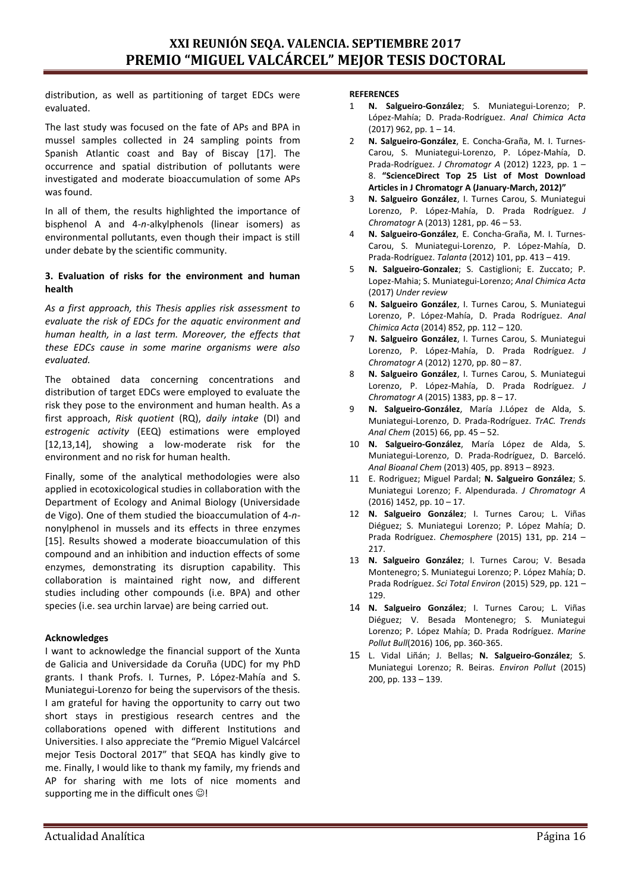distribution, as well as partitioning of target EDCs were evaluated.

The last study was focused on the fate of APs and BPA in mussel samples collected in 24 sampling points from Spanish Atlantic coast and Bay of Biscay [17]. The occurrence and spatial distribution of pollutants were investigated and moderate bioaccumulation of some APs was found.

In all of them, the results highlighted the importance of bisphenol A and 4-*n*-alkylphenols (linear isomers) as environmental pollutants, even though their impact is still under debate by the scientific community.

### 3. Evaluation of risks for the environment and human health

*As a first approach, this Thesis applies risk assessment to evaluate the risk of EDCs for the aquatic environment and human health, in a last term. Moreover, the effects that these EDCs cause in some marine organisms were also evaluated.*

The obtained data concerning concentrations and distribution of target EDCs were employed to evaluate the risk they pose to the environment and human health. As a first approach, *Risk quotient* (RQ), *daily intake* (DI) and *estrogenic activity* (EEQ) estimations were employed [12,13,14], showing a low-moderate risk for the environment and no risk for human health.

Finally, some of the analytical methodologies were also applied in ecotoxicological studies in collaboration with the Department of Ecology and Animal Biology (Universidade de Vigo). One of them studied the bioaccumulation of 4-*n*-nonylphenol in mussels and its effects in three enzymes [15]. Results showed a moderate bioaccumulation of this compound and an inhibition and induction effects of some enzymes, demonstrating its disruption capability. This collaboration is maintained right now, and different studies including other compounds (i.e. BPA) and other species (i.e. sea urchin larvae) are being carried out.

### Acknowledges

I want to acknowledge the financial support of the Xunta de Galicia and Universidade da Coruña (UDC) for my PhD grants. I thank Profs. I. Turnes, P. López-Mahía and S. Muniategui-Lorenzo for being the supervisors of the thesis. I am grateful for having the opportunity to carry out two short stays in prestigious research centres and the collaborations opened with different Institutions and Universities. I also appreciate the "Premio Miguel Valcárcel mejor Tesis Doctoral 2017" that SEQA has kindly give to me. Finally, I would like to thank my family, my friends and AP for sharing with me lots of nice moments and supporting me in the difficult ones ☺!

### REFERENCES

1. **N. Salgueiro-González**; S. Muniategui-Lorenzo; P. López-Mahía; D. Prada-Rodríguez. *Anal Chimica Acta* (2017) 962, pp. 1 – 14.
2. **N. Salgueiro-González**, E. Concha-Graña, M. I. Turnes-Carou, S. Muniategui-Lorenzo, P. López-Mahía, D. Prada-Rodríguez. *J Chromatogr A* (2012) 1223, pp. 1 – 8. **"ScienceDirect Top 25 List of Most Download Articles in J Chromatogr A (January-March, 2012)"**
3. **N. Salgueiro González**, I. Turnes Carou, S. Muniategui Lorenzo, P. López-Mahía, D. Prada Rodríguez. *J Chromatogr* A (2013) 1281, pp. 46 – 53.
4. **N. Salgueiro-González**, E. Concha-Graña, M. I. Turnes-Carou, S. Muniategui-Lorenzo, P. López-Mahía, D. Prada-Rodríguez. *Talanta* (2012) 101, pp. 413 – 419.
5. **N. Salgueiro-Gonzalez**; S. Castiglioni; E. Zuccato; P. Lopez-Mahia; S. Muniategui-Lorenzo; *Anal Chimica Acta* (2017) *Under review*
6. **N. Salgueiro González**, I. Turnes Carou, S. Muniategui Lorenzo, P. López-Mahía, D. Prada Rodríguez. *Anal Chimica Acta* (2014) 852, pp. 112 – 120.
7. **N. Salgueiro González**, I. Turnes Carou, S. Muniategui Lorenzo, P. López-Mahía, D. Prada Rodríguez. *J Chromatogr A* (2012) 1270, pp. 80 – 87.
8. **N. Salgueiro González**, I. Turnes Carou, S. Muniategui Lorenzo, P. López-Mahía, D. Prada Rodríguez. *J Chromatogr A* (2015) 1383, pp. 8 – 17.
9. **N. Salgueiro-González**, María J.López de Alda, S. Muniategui-Lorenzo, D. Prada-Rodríguez. *TrAC. Trends Anal Chem* (2015) 66, pp. 45 – 52.
10. **N. Salgueiro-González**, María López de Alda, S. Muniategui-Lorenzo, D. Prada-Rodríguez, D. Barceló. *Anal Bioanal Chem* (2013) 405, pp. 8913 – 8923.
11. E. Rodriguez; Miguel Pardal; **N. Salgueiro González**; S. Muniategui Lorenzo; F. Alpendurada. *J Chromatogr A* (2016) 1452, pp. 10 – 17.
12. **N. Salgueiro González**; I. Turnes Carou; L. Viñas Diéguez; S. Muniategui Lorenzo; P. López Mahía; D. Prada Rodríguez. *Chemosphere* (2015) 131, pp. 214 – 217.
13. **N. Salgueiro González**; I. Turnes Carou; V. Besada Montenegro; S. Muniategui Lorenzo; P. López Mahía; D. Prada Rodríguez. *Sci Total Environ* (2015) 529, pp. 121 – 129.
14. **N. Salgueiro González**; I. Turnes Carou; L. Viñas Diéguez; V. Besada Montenegro; S. Muniategui Lorenzo; P. López Mahía; D. Prada Rodríguez. *Marine Pollut Bull*(2016) 106, pp. 360-365.
15. L. Vidal Liñán; J. Bellas; **N. Salgueiro-González**; S. Muniategui Lorenzo; R. Beiras. *Environ Pollut* (2015) 200, pp. 133 – 139.